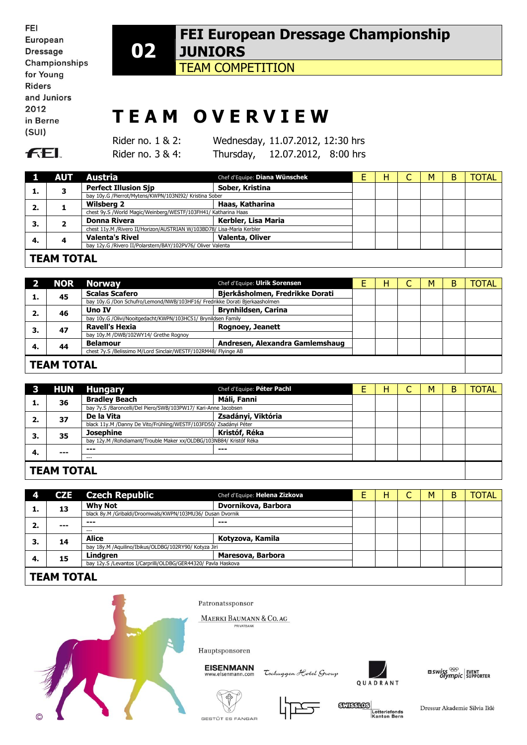FEI European Dressage Championships for Young Riders and Juniors 2012 in Berne (SUI)

# 02 FEI European Dressage Championship JUNIORS

## TEAM COMPETITION

# TEAM OVERVIEW

| | |
|---|---|
| Rider no. 1 & 2: | Wednesday, 11.07.2012, 12:30 hrs |
| Rider no. 3 & 4: | Thursday, 12.07.2012, 8:00 hrs |

| 1 | AUT | Austria | Chef d'Equipe: Diana Wünschek | E | H | C | M | B | TOTAL |
|---|---|---|---|---|---|---|---|---|---|
| 1. | 3 | **Perfect Illusion Sjp**<br>bay 10y.G /Pierrot/Mytens/KWPN/103NI92/ Kristina Sober | **Sober, Kristina** | | | | | | |
| 2. | 1 | **Wilsberg 2**<br>chest 9y.S /World Magic/Weinberg/WESTF/103FH41/ Katharina Haas | **Haas, Katharina** | | | | | | |
| 3. | 2 | **Donna Rivera**<br>chest 11y.M /Rivero II/Horizon/AUSTRIAN W/103BD78/ Lisa-Maria Kerbler | **Kerbler, Lisa Maria** | | | | | | |
| 4. | 4 | **Valenta's Rivel**<br>bay 12y.G /Rivero II/Polarstern/BAY/102PV76/ Oliver Valenta | **Valenta, Oliver** | | | | | | |
| **TEAM TOTAL** | | | | | | | | | |

| 2 | NOR | Norway | Chef d'Equipe: Ulrik Sorensen | E | H | C | M | B | TOTAL |
|---|---|---|---|---|---|---|---|---|---|
| 1. | 45 | **Scalas Scafero**<br>bay 10y.G /Don Schufro/Lemond/NWB/103HF16/ Fredrikke Dorati Bjerkaasholmen | **Bjerkåsholmen, Fredrikke Dorati** | | | | | | |
| 2. | 46 | **Uno IV**<br>bay 10y.G /Olivi/Nooitgedacht/KWPN/103HC51/ Brynildsen Family | **Brynhildsen, Carina** | | | | | | |
| 3. | 47 | **Ravell's Hexia**<br>bay 10y.M /DWB/102WY14/ Grethe Rognoy | **Rognoey, Jeanett** | | | | | | |
| 4. | 44 | **Belamour**<br>chest 7y.S /Belissimo M/Lord Sinclair/WESTF/102RM48/ Flyinge AB | **Andresen, Alexandra Gamlemshaug** | | | | | | |
| **TEAM TOTAL** | | | | | | | | | |

| 3 | HUN | Hungary | Chef d'Equipe: Péter Pachl | E | H | C | M | B | TOTAL |
|---|---|---|---|---|---|---|---|---|---|
| 1. | 36 | **Bradley Beach**<br>bay 7y.S /Baroncelli/Del Piero/SWB/103PW17/ Kari-Anne Jacobsen | **Máli, Fanni** | | | | | | |
| 2. | 37 | **De la Vita**<br>black 11y.M /Danny De Vito/Frühling/WESTF/103FD50/ Zsadányi Péter | **Zsadányi, Viktória** | | | | | | |
| 3. | 35 | **Josephine**<br>bay 12y.M /Rohdiamant/Trouble Maker xx/OLDBG/103NB84/ Kristóf Réka | **Kristóf, Réka** | | | | | | |
| 4. | --- | **---**<br>--- | **---** | | | | | | |
| **TEAM TOTAL** | | | | | | | | | |

| 4 | CZE | Czech Republic | Chef d'Equipe: Helena Zizkova | E | H | C | M | B | TOTAL |
|---|---|---|---|---|---|---|---|---|---|
| 1. | 13 | **Why Not**<br>black 8y.M /Gribaldi/Droomwals/KWPN/103MU36/ Dusan Dvornik | **Dvornikova, Barbora** | | | | | | |
| 2. | --- | **---**<br>--- | **---** | | | | | | |
| 3. | 14 | **Alice**<br>bay 18y.M /Aquilino/Ibikus/OLDBG/102RY90/ Kotyza Jiri | **Kotyzova, Kamila** | | | | | | |
| 4. | 15 | **Lindgren**<br>bay 12y.S /Levantos I/Carprilli/OLDBG/GER44320/ Pavla Haskova | **Maresova, Barbora** | | | | | | |
| **TEAM TOTAL** | | | | | | | | | |

Patronatssponsor

MAERKI BAUMANN & CO. AG PRIVATBANK

Hauptsponsoren

EISENMANN www.eisenmann.com · Tschuggen Hotel Group · QUADRANT · swiss olympic EVENT SUPPORTER · GESTÜT ES FANGAR · SWISSLOS Lotteriefonds Kanton Bern · Dressur Akademie Silvia Iklé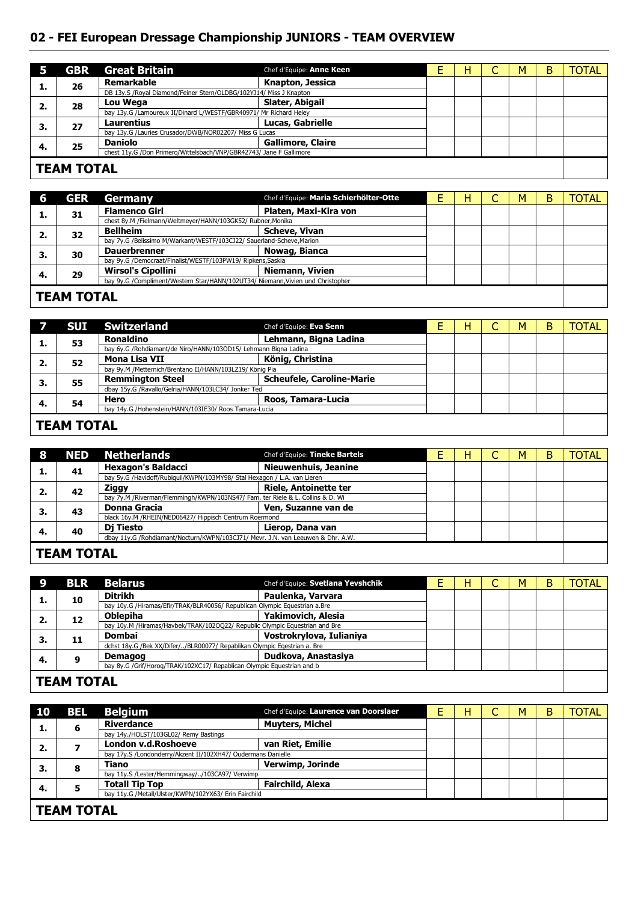## 02 - FEI European Dressage Championship JUNIORS - TEAM OVERVIEW

| 5 | GBR | Great Britain | Chef d'Equipe: **Anne Keen** | E | H | C | M | B | TOTAL |
|---|---|---|---|---|---|---|---|---|---|
| 1. | 26 | **Remarkable**<br>DB 13y.S /Royal Diamond/Feiner Stern/OLDBG/102YJ14/ Miss J Knapton | **Knapton, Jessica** | | | | | | |
| 2. | 28 | **Lou Wega**<br>bay 13y.G /Lamoureux II/Dinard L/WESTF/GBR40971/ Mr Richard Heley | **Slater, Abigail** | | | | | | |
| 3. | 27 | **Laurentius**<br>bay 13y.G /Lauries Crusador/DWB/NOR02207/ Miss G Lucas | **Lucas, Gabrielle** | | | | | | |
| 4. | 25 | **Daniolo**<br>chest 11y.G /Don Primero/Wittelsbach/VNP/GBR42743/ Jane F Gallimore | **Gallimore, Claire** | | | | | | |
| **TEAM TOTAL** | | | | | | | | | |

| 6 | GER | Germany | Chef d'Equipe: **Maria Schierhölter-Otte** | E | H | C | M | B | TOTAL |
|---|---|---|---|---|---|---|---|---|---|
| 1. | 31 | **Flamenco Girl**<br>chest 8y.M /Fielmann/Weltmeyer/HANN/103GK52/ Rubner,Monika | **Platen, Maxi-Kira von** | | | | | | |
| 2. | 32 | **Bellheim**<br>bay 7y.G /Belissimo M/Warkant/WESTF/103CJ22/ Sauerland-Scheve,Marion | **Scheve, Vivan** | | | | | | |
| 3. | 30 | **Dauerbrenner**<br>bay 9y.G /Democraat/Finalist/WESTF/103PW19/ Ripkens,Saskia | **Nowag, Bianca** | | | | | | |
| 4. | 29 | **Wirsol's Cipollini**<br>bay 9y.G /Compliment/Western Star/HANN/102UT34/ Niemann,Vivien und Christopher | **Niemann, Vivien** | | | | | | |
| **TEAM TOTAL** | | | | | | | | | |

| 7 | SUI | Switzerland | Chef d'Equipe: **Eva Senn** | E | H | C | M | B | TOTAL |
|---|---|---|---|---|---|---|---|---|---|
| 1. | 53 | **Ronaldino**<br>bay 6y.G /Rohdiamant/de Niro/HANN/103OD15/ Lehmann Bigna Ladina | **Lehmann, Bigna Ladina** | | | | | | |
| 2. | 52 | **Mona Lisa VII**<br>bay 9y.M /Metternich/Brentano II/HANN/103LZ19/ König Pia | **König, Christina** | | | | | | |
| 3. | 55 | **Remmington Steel**<br>dbay 15y.G /Ravallo/Gelria/HANN/103LC34/ Jonker Ted | **Scheufele, Caroline-Marie** | | | | | | |
| 4. | 54 | **Hero**<br>bay 14y.G /Hohenstein/HANN/103IE30/ Roos Tamara-Lucia | **Roos, Tamara-Lucia** | | | | | | |
| **TEAM TOTAL** | | | | | | | | | |

| 8 | NED | Netherlands | Chef d'Equipe: **Tineke Bartels** | E | H | C | M | B | TOTAL |
|---|---|---|---|---|---|---|---|---|---|
| 1. | 41 | **Hexagon's Baldacci**<br>bay 5y.G /Havidoff/Rubiquil/KWPN/103MY98/ Stal Hexagon / L.A. van Lieren | **Nieuwenhuis, Jeanine** | | | | | | |
| 2. | 42 | **Ziggy**<br>bay 7y.M /Riverman/Flemmingh/KWPN/103NS47/ Fam. ter Riele & L. Collins & D. Wi | **Riele, Antoinette ter** | | | | | | |
| 3. | 43 | **Donna Gracia**<br>black 16y.M /RHEIN/NED06427/ Hippisch Centrum Roermond | **Ven, Suzanne van de** | | | | | | |
| 4. | 40 | **Dj Tiesto**<br>dbay 11y.G /Rohdiamant/Nocturn/KWPN/103CJ71/ Mevr. J.N. van Leeuwen & Dhr. A.W. | **Lierop, Dana van** | | | | | | |
| **TEAM TOTAL** | | | | | | | | | |

| 9 | BLR | Belarus | Chef d'Equipe: **Svetlana Yevshchik** | E | H | C | M | B | TOTAL |
|---|---|---|---|---|---|---|---|---|---|
| 1. | 10 | **Ditrikh**<br>bay 10y.G /Hiramas/Efir/TRAK/BLR40056/ Republican Olympic Equestrian a.Bre | **Paulenka, Varvara** | | | | | | |
| 2. | 12 | **Oblepiha**<br>bay 10y.M /Hiramas/Havbek/TRAK/102OQ22/ Republic Olympic Equestrian and Bre | **Yakimovich, Alesia** | | | | | | |
| 3. | 11 | **Dombai**<br>dchst 18y.G /Bek XX/Difer/../BLR00077/ Repablikan Olympic Eqestrian a. Bre | **Vostrokrylova, Iulianiya** | | | | | | |
| 4. | 9 | **Demagog**<br>bay 8y.G /Grif/Horog/TRAK/102XC17/ Repablican Olympic Equestrian and b | **Dudkova, Anastasiya** | | | | | | |
| **TEAM TOTAL** | | | | | | | | | |

| 10 | BEL | Belgium | Chef d'Equipe: **Laurence van Doorslaer** | E | H | C | M | B | TOTAL |
|---|---|---|---|---|---|---|---|---|---|
| 1. | 6 | **Riverdance**<br>bay 14y./HOLST/103GL02/ Remy Bastings | **Muyters, Michel** | | | | | | |
| 2. | 7 | **London v.d.Roshoeve**<br>bay 17y.S /Londonderry/Akzent II/102XH47/ Oudermans Danielle | **van Riet, Emilie** | | | | | | |
| 3. | 8 | **Tiano**<br>bay 11y.S /Lester/Hemmingway/../103CA97/ Verwimp | **Verwimp, Jorinde** | | | | | | |
| 4. | 5 | **Totall Tip Top**<br>bay 11y.G /Metall/Ulster/KWPN/102YX63/ Erin Fairchild | **Fairchild, Alexa** | | | | | | |
| **TEAM TOTAL** | | | | | | | | | |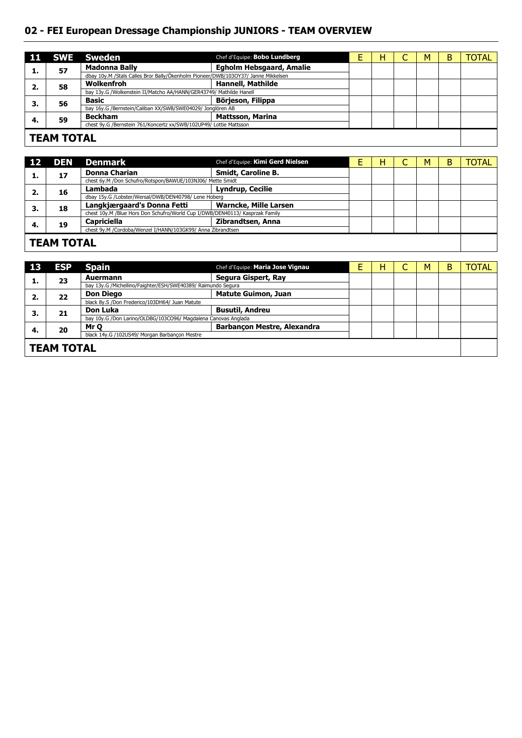# 02 - FEI European Dressage Championship JUNIORS - TEAM OVERVIEW

| 11 | SWE | Sweden | Chef d'Equipe: **Bobo Lundberg** | E | H | C | M | B | TOTAL |
|---|---|---|---|---|---|---|---|---|---|
| 1. | 57 | **Madonna Bally**<br>dbay 10y.M /Stals Calles Bror Bally/Ökenholm Pioneer/DWB/103OY37/ Janne Mikkelsen | **Egholm Hebsgaard, Amalie** | | | | | | |
| 2. | 58 | **Wolkenfroh**<br>bay 13y.G /Wolkenstein II/Matcho AA/HANN/GER43749/ Mathilde Hanell | **Hannell, Mathilde** | | | | | | |
| 3. | 56 | **Basic**<br>bay 16y.G /Bernstein/Caliban XX/SWB/SWE04029/ Jonglören AB | **Börjeson, Filippa** | | | | | | |
| 4. | 59 | **Beckham**<br>chest 9y.G /Bernstein 761/Koncertz xx/SWB/102UP49/ Lottie Mattsson | **Mattsson, Marina** | | | | | | |
| **TEAM TOTAL** | | | | | | | | | |

| 12 | DEN | Denmark | Chef d'Equipe: **Kimi Gerd Nielsen** | E | H | C | M | B | TOTAL |
|---|---|---|---|---|---|---|---|---|---|
| 1. | 17 | **Donna Charian**<br>chest 6y.M /Don Schufro/Rotspon/BAWUE/103NJ06/ Mette Smidt | **Smidt, Caroline B.** | | | | | | |
| 2. | 16 | **Lambada**<br>dbay 15y.G /Lobster/Wersal/DWB/DEN40798/ Lene Hoberg | **Lyndrup, Cecilie** | | | | | | |
| 3. | 18 | **Langkjærgaard's Donna Fetti**<br>chest 10y.M /Blue Hors Don Schufro/World Cup I/DWB/DEN40113/ Kasprzak Family | **Warncke, Mille Larsen** | | | | | | |
| 4. | 19 | **Capriciella**<br>chest 9y.M /Cordoba/Wenzel I/HANN/103GK99/ Anna Zibrandtsen | **Zibrandtsen, Anna** | | | | | | |
| **TEAM TOTAL** | | | | | | | | | |

| 13 | ESP | Spain | Chef d'Equipe: **Maria Jose Vignau** | E | H | C | M | B | TOTAL |
|---|---|---|---|---|---|---|---|---|---|
| 1. | 23 | **Auermann**<br>bay 13y.G /Michellino/Faighter/ESH/SWE40389/ Raimundo Segura | **Segura Gispert, Ray** | | | | | | |
| 2. | 22 | **Don Diego**<br>black 8y.S /Don Frederico/103DH64/ Juan Matute | **Matute Guimon, Juan** | | | | | | |
| 3. | 21 | **Don Luka**<br>bay 10y.G /Don Larino/OLDBG/103CO96/ Magdalena Canovas Anglada | **Busutil, Andreu** | | | | | | |
| 4. | 20 | **Mr Q**<br>black 14y.G /102US49/ Morgan Barbançon Mestre | **Barbançon Mestre, Alexandra** | | | | | | |
| **TEAM TOTAL** | | | | | | | | | |